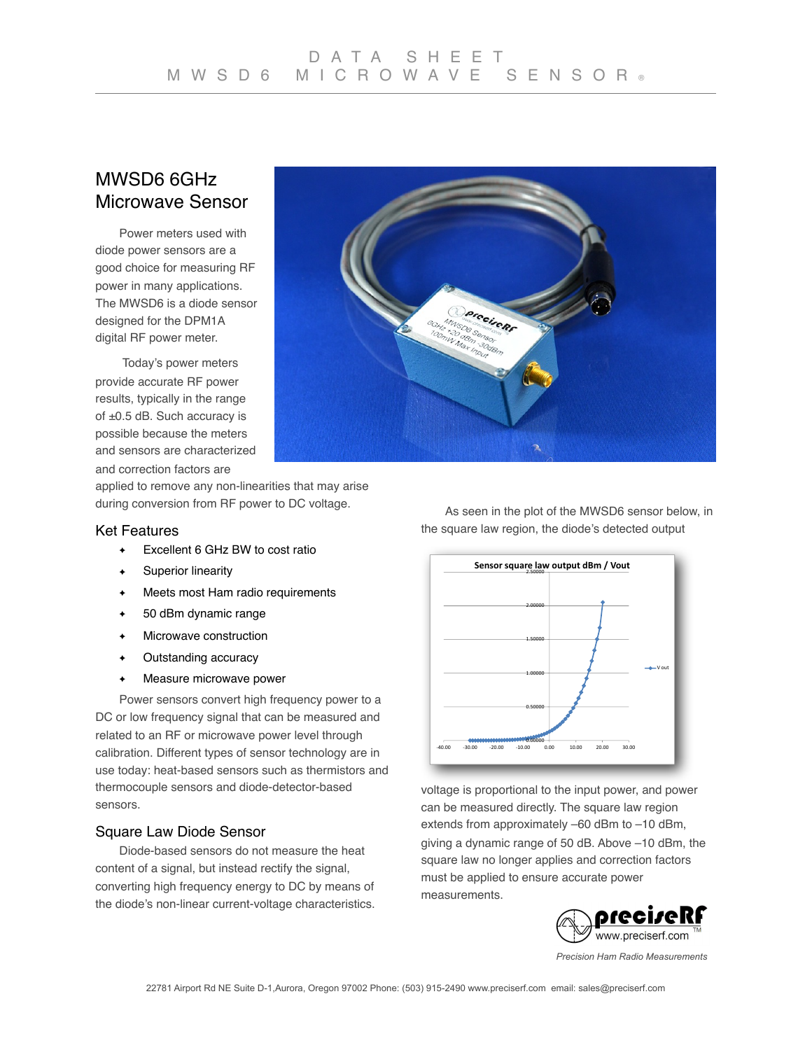# MWSD6 6GHz Microwave Sensor

Power meters used with diode power sensors are a good choice for measuring RF power in many applications. The MWSD6 is a diode sensor designed for the DPM1A digital RF power meter.

Today's power meters provide accurate RF power results, typically in the range of ±0.5 dB. Such accuracy is possible because the meters and sensors are characterized and correction factors are applied to remove any non-linearities that may arise during conversion from RF power to DC voltage.

## Ket Features

- Excellent 6 GHz BW to cost ratio
- Superior linearity
- Meets most Ham radio requirements
- 50 dBm dynamic range
- Microwave construction
- Outstanding accuracy
- Measure microwave power

Power sensors convert high frequency power to a DC or low frequency signal that can be measured and related to an RF or microwave power level through calibration. Different types of sensor technology are in use today: heat-based sensors such as thermistors and thermocouple sensors and diode-detector-based sensors.

## Square Law Diode Sensor

Diode-based sensors do not measure the heat content of a signal, but instead rectify the signal, converting high frequency energy to DC by means of the diode's non-linear current-voltage characteristics.

As seen in the plot of the MWSD6 sensor below, in the square law region, the diode's detected output voltage is proportional to the input power, and power can be measured directly. The square law region extends from approximately –60 dBm to –10 dBm, giving a dynamic range of 50 dB. Above –10 dBm, the square law no longer applies and correction factors must be applied to ensure accurate power measurements.

*Precision Ham Radio Measurements*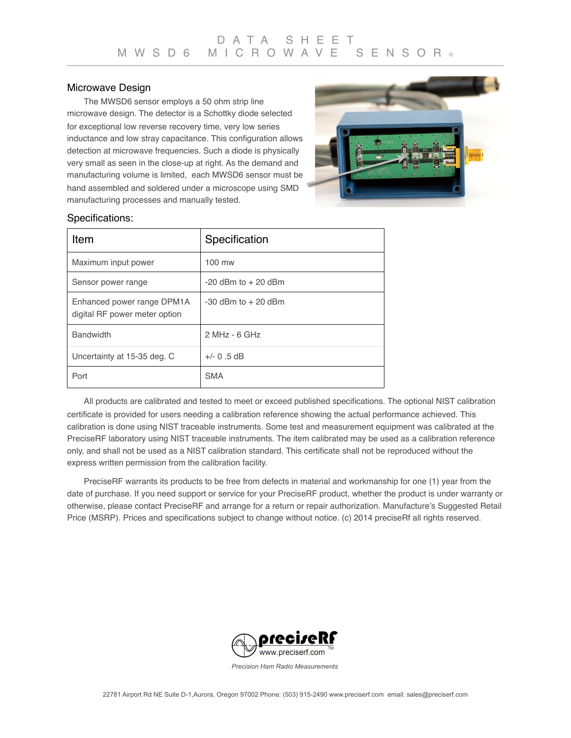# DATA SHEET MWSD6 MICROWAVE SENSOR®

## Microwave Design

The MWSD6 sensor employs a 50 ohm strip line microwave design. The detector is a Schottky diode selected for exceptional low reverse recovery time, very low series inductance and low stray capacitance. This configuration allows detection at microwave frequencies. Such a diode is physically very small as seen in the close-up at right. As the demand and manufacturing volume is limited, each MWSD6 sensor must be hand assembled and soldered under a microscope using SMD manufacturing processes and manually tested.

## Specifications:

| Item | Specification |
|---|---|
| Maximum input power | 100 mw |
| Sensor power range | -20 dBm to + 20 dBm |
| Enhanced power range DPM1A digital RF power meter option | -30 dBm to + 20 dBm |
| Bandwidth | 2 MHz - 6 GHz |
| Uncertainty at 15-35 deg. C | +/- 0 .5 dB |
| Port | SMA |

All products are calibrated and tested to meet or exceed published specifications. The optional NIST calibration certificate is provided for users needing a calibration reference showing the actual performance achieved. This calibration is done using NIST traceable instruments. Some test and measurement equipment was calibrated at the PreciseRF laboratory using NIST traceable instruments. The item calibrated may be used as a calibration reference only, and shall not be used as a NIST calibration standard. This certificate shall not be reproduced without the express written permission from the calibration facility.

PreciseRF warrants its products to be free from defects in material and workmanship for one (1) year from the date of purchase. If you need support or service for your PreciseRF product, whether the product is under warranty or otherwise, please contact PreciseRF and arrange for a return or repair authorization. Manufacture's Suggested Retail Price (MSRP). Prices and specifications subject to change without notice. (c) 2014 preciseRf all rights reserved.

preciseRf
www.preciserf.com ™

*Precision Ham Radio Measurements*

22781 Airport Rd NE Suite D-1,Aurora, Oregon 97002 Phone: (503) 915-2490 www.preciserf.com email: sales@preciserf.com